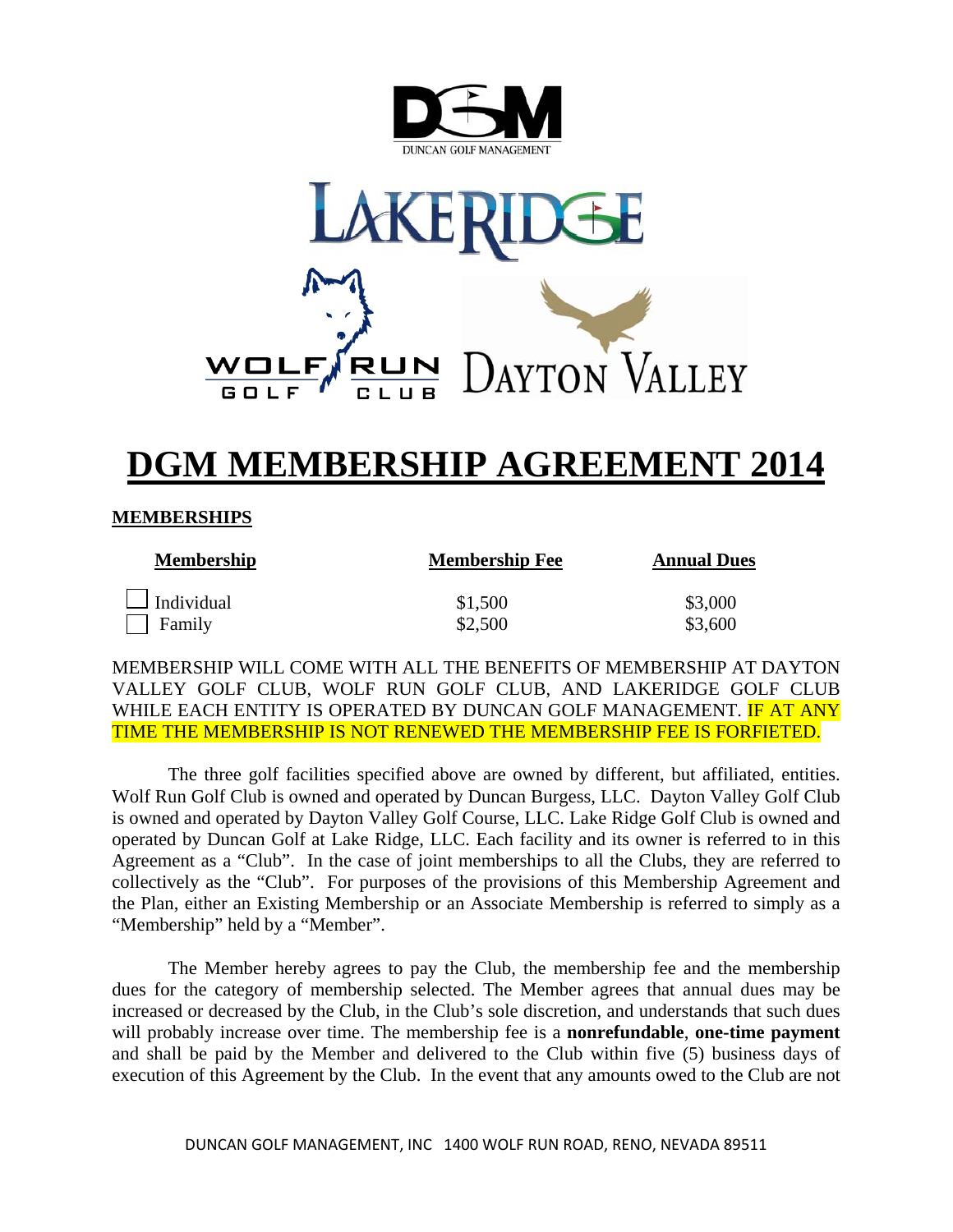# DGM MEMBERSHIP AGREEMENT 2014

## MEMBERSHIPS

| Membership | Membership Fee | Annual Dues |
| --- | --- | --- |
| ☐ Individual | $1,500 | $3,000 |
| ☐ Family | $2,500 | $3,600 |

MEMBERSHIP WILL COME WITH ALL THE BENEFITS OF MEMBERSHIP AT DAYTON VALLEY GOLF CLUB, WOLF RUN GOLF CLUB, AND LAKERIDGE GOLF CLUB WHILE EACH ENTITY IS OPERATED BY DUNCAN GOLF MANAGEMENT. IF AT ANY TIME THE MEMBERSHIP IS NOT RENEWED THE MEMBERSHIP FEE IS FORFIETED.

The three golf facilities specified above are owned by different, but affiliated, entities. Wolf Run Golf Club is owned and operated by Duncan Burgess, LLC. Dayton Valley Golf Club is owned and operated by Dayton Valley Golf Course, LLC. Lake Ridge Golf Club is owned and operated by Duncan Golf at Lake Ridge, LLC. Each facility and its owner is referred to in this Agreement as a "Club". In the case of joint memberships to all the Clubs, they are referred to collectively as the "Club". For purposes of the provisions of this Membership Agreement and the Plan, either an Existing Membership or an Associate Membership is referred to simply as a "Membership" held by a "Member".

The Member hereby agrees to pay the Club, the membership fee and the membership dues for the category of membership selected. The Member agrees that annual dues may be increased or decreased by the Club, in the Club's sole discretion, and understands that such dues will probably increase over time. The membership fee is a **nonrefundable**, **one-time payment** and shall be paid by the Member and delivered to the Club within five (5) business days of execution of this Agreement by the Club. In the event that any amounts owed to the Club are not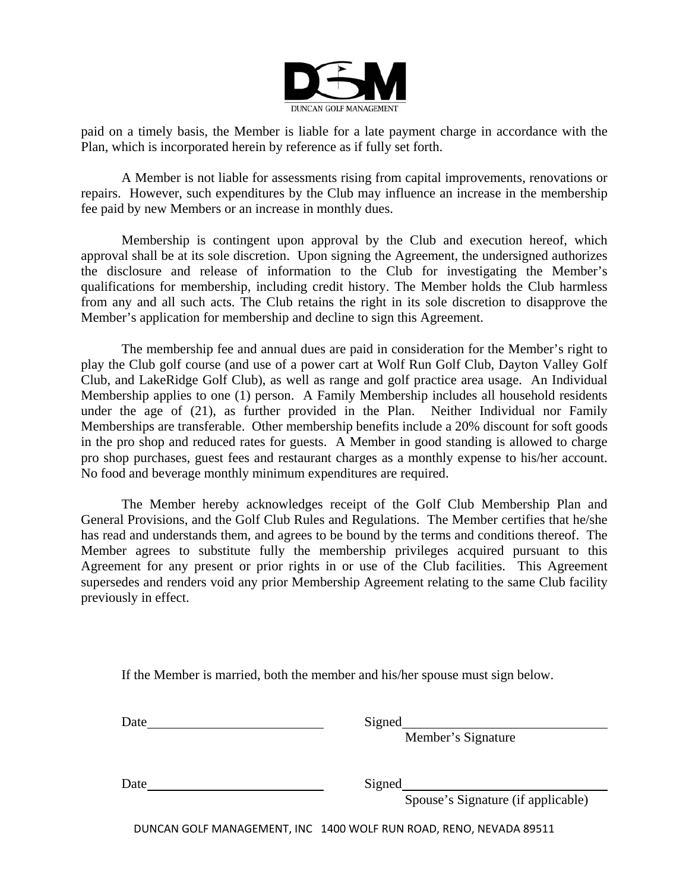paid on a timely basis, the Member is liable for a late payment charge in accordance with the Plan, which is incorporated herein by reference as if fully set forth.

A Member is not liable for assessments rising from capital improvements, renovations or repairs. However, such expenditures by the Club may influence an increase in the membership fee paid by new Members or an increase in monthly dues.

Membership is contingent upon approval by the Club and execution hereof, which approval shall be at its sole discretion. Upon signing the Agreement, the undersigned authorizes the disclosure and release of information to the Club for investigating the Member's qualifications for membership, including credit history. The Member holds the Club harmless from any and all such acts. The Club retains the right in its sole discretion to disapprove the Member's application for membership and decline to sign this Agreement.

The membership fee and annual dues are paid in consideration for the Member's right to play the Club golf course (and use of a power cart at Wolf Run Golf Club, Dayton Valley Golf Club, and LakeRidge Golf Club), as well as range and golf practice area usage. An Individual Membership applies to one (1) person. A Family Membership includes all household residents under the age of (21), as further provided in the Plan. Neither Individual nor Family Memberships are transferable. Other membership benefits include a 20% discount for soft goods in the pro shop and reduced rates for guests. A Member in good standing is allowed to charge pro shop purchases, guest fees and restaurant charges as a monthly expense to his/her account. No food and beverage monthly minimum expenditures are required.

The Member hereby acknowledges receipt of the Golf Club Membership Plan and General Provisions, and the Golf Club Rules and Regulations. The Member certifies that he/she has read and understands them, and agrees to be bound by the terms and conditions thereof. The Member agrees to substitute fully the membership privileges acquired pursuant to this Agreement for any present or prior rights in or use of the Club facilities. This Agreement supersedes and renders void any prior Membership Agreement relating to the same Club facility previously in effect.

If the Member is married, both the member and his/her spouse must sign below.

Date\_\_\_\_\_\_\_\_\_\_\_\_\_\_\_\_\_\_\_\_\_\_\_\_\_\_ Signed\_\_\_\_\_\_\_\_\_\_\_\_\_\_\_\_\_\_\_\_\_\_\_\_\_\_\_\_\_\_\_
Member's Signature

Date\_\_\_\_\_\_\_\_\_\_\_\_\_\_\_\_\_\_\_\_\_\_\_\_\_\_ Signed\_\_\_\_\_\_\_\_\_\_\_\_\_\_\_\_\_\_\_\_\_\_\_\_\_\_\_\_\_\_\_
Spouse's Signature (if applicable)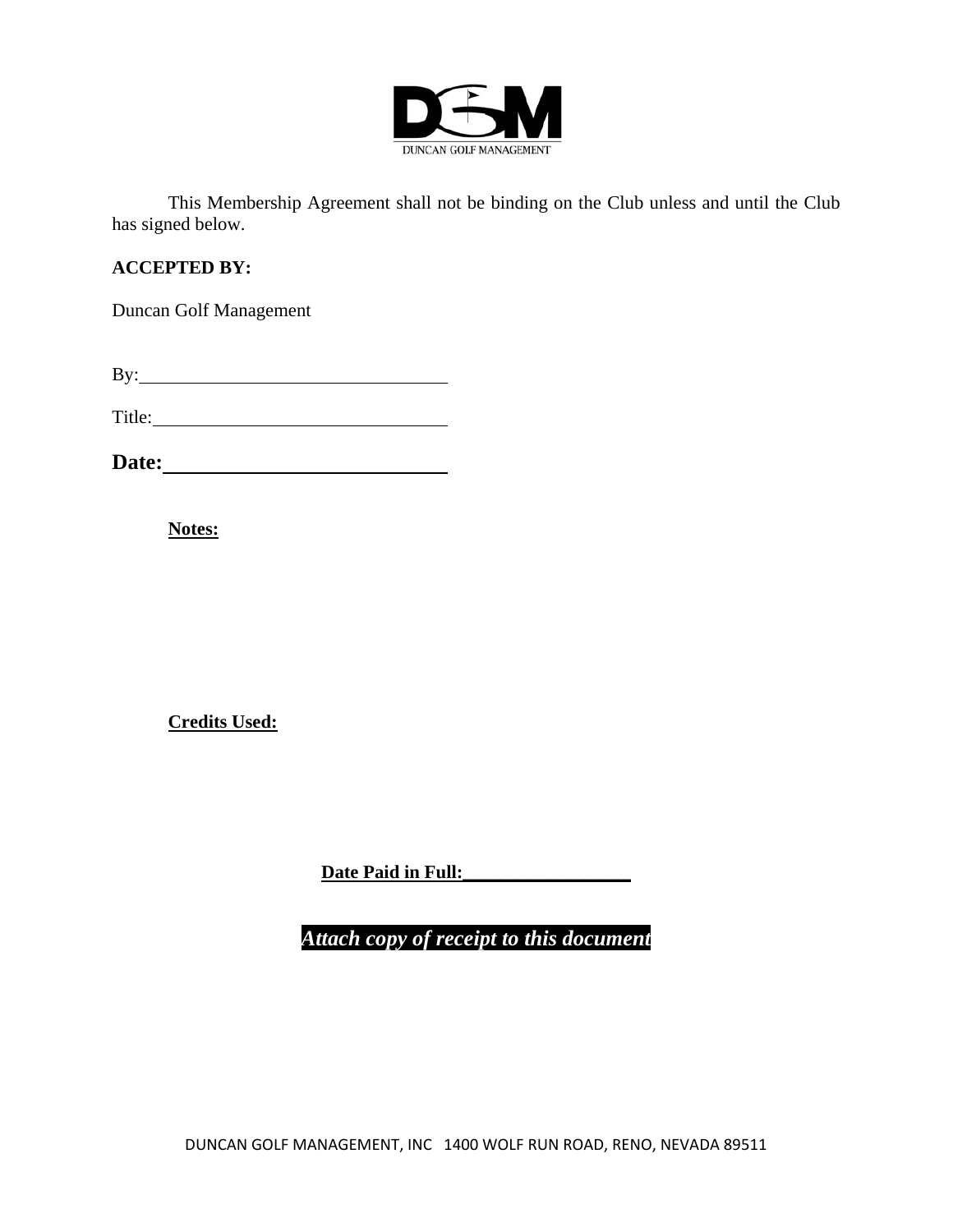DUNCAN GOLF MANAGEMENT

This Membership Agreement shall not be binding on the Club unless and until the Club has signed below.

**ACCEPTED BY:**

Duncan Golf Management

By:_________________________________

Title:_______________________________

**Date:**___________________________

**Notes:**

**Credits Used:**

**Date Paid in Full:__________________**

***Attach copy of receipt to this document***

DUNCAN GOLF MANAGEMENT, INC 1400 WOLF RUN ROAD, RENO, NEVADA 89511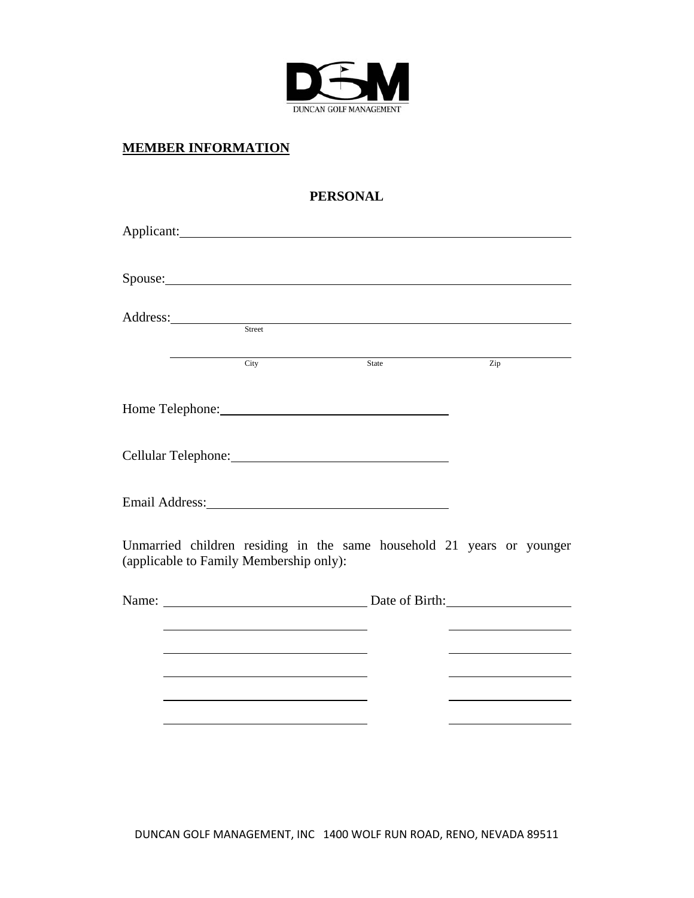DUNCAN GOLF MANAGEMENT

**MEMBER INFORMATION**

**PERSONAL**

Applicant: ______________________________________________

Spouse: ______________________________________________

Address: ______________________________________________
Street

______________________________________________
City State Zip

Home Telephone: ______________________________

Cellular Telephone: ______________________________

Email Address: ______________________________

Unmarried children residing in the same household 21 years or younger (applicable to Family Membership only):

| Name: | Date of Birth: |
|---|---|
| | |
| | |
| | |
| | |
| | |
| | |

DUNCAN GOLF MANAGEMENT, INC 1400 WOLF RUN ROAD, RENO, NEVADA 89511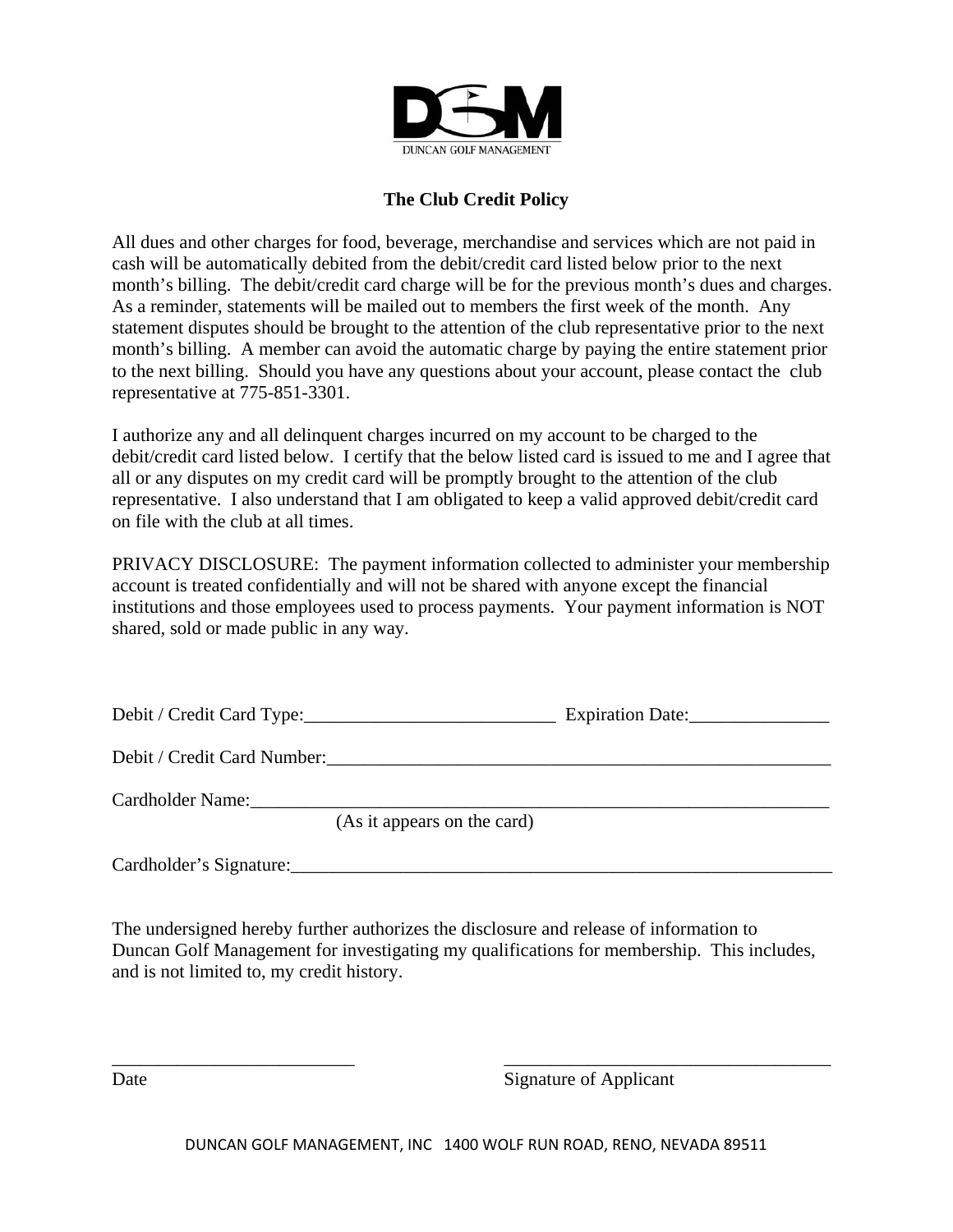DUNCAN GOLF MANAGEMENT

## The Club Credit Policy

All dues and other charges for food, beverage, merchandise and services which are not paid in cash will be automatically debited from the debit/credit card listed below prior to the next month's billing. The debit/credit card charge will be for the previous month's dues and charges. As a reminder, statements will be mailed out to members the first week of the month. Any statement disputes should be brought to the attention of the club representative prior to the next month's billing. A member can avoid the automatic charge by paying the entire statement prior to the next billing. Should you have any questions about your account, please contact the club representative at 775-851-3301.

I authorize any and all delinquent charges incurred on my account to be charged to the debit/credit card listed below. I certify that the below listed card is issued to me and I agree that all or any disputes on my credit card will be promptly brought to the attention of the club representative. I also understand that I am obligated to keep a valid approved debit/credit card on file with the club at all times.

PRIVACY DISCLOSURE: The payment information collected to administer your membership account is treated confidentially and will not be shared with anyone except the financial institutions and those employees used to process payments. Your payment information is NOT shared, sold or made public in any way.

Debit / Credit Card Type:___________________________ Expiration Date:_______________

Debit / Credit Card Number:_______________________________________________________

Cardholder Name:_____________________________________________________________
(As it appears on the card)

Cardholder's Signature:_________________________________________________________

The undersigned hereby further authorizes the disclosure and release of information to Duncan Golf Management for investigating my qualifications for membership. This includes, and is not limited to, my credit history.

__________________________ ___________________________________

Date Signature of Applicant

DUNCAN GOLF MANAGEMENT, INC 1400 WOLF RUN ROAD, RENO, NEVADA 89511